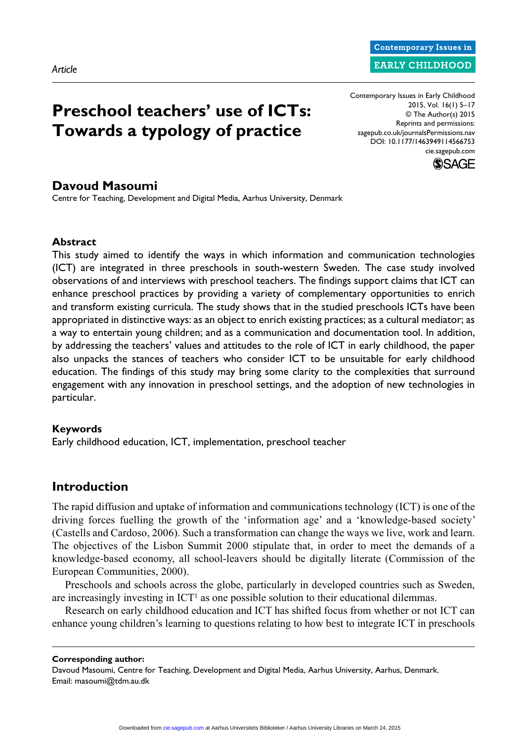Article

# Preschool teachers' use of ICTs: Towards a typology of practice

## Davoud Masoumi

Centre for Teaching, Development and Digital Media, Aarhus University, Denmark

### Abstract

This study aimed to identify the ways in which information and communication technologies (ICT) are integrated in three preschools in south-western Sweden. The case study involved observations of and interviews with preschool teachers. The findings support claims that ICT can enhance preschool practices by providing a variety of complementary opportunities to enrich and transform existing curricula. The study shows that in the studied preschools ICTs have been appropriated in distinctive ways: as an object to enrich existing practices; as a cultural mediator; as a way to entertain young children; and as a communication and documentation tool. In addition, by addressing the teachers' values and attitudes to the role of ICT in early childhood, the paper also unpacks the stances of teachers who consider ICT to be unsuitable for early childhood education. The findings of this study may bring some clarity to the complexities that surround engagement with any innovation in preschool settings, and the adoption of new technologies in particular.

### Keywords

Early childhood education, ICT, implementation, preschool teacher

## Introduction

The rapid diffusion and uptake of information and communications technology (ICT) is one of the driving forces fuelling the growth of the 'information age' and a 'knowledge-based society' (Castells and Cardoso, 2006). Such a transformation can change the ways we live, work and learn. The objectives of the Lisbon Summit 2000 stipulate that, in order to meet the demands of a knowledge-based economy, all school-leavers should be digitally literate (Commission of the European Communities, 2000).

Preschools and schools across the globe, particularly in developed countries such as Sweden, are increasingly investing in ICT[1] as one possible solution to their educational dilemmas.

Research on early childhood education and ICT has shifted focus from whether or not ICT can enhance young children's learning to questions relating to how best to integrate ICT in preschools

---

**Corresponding author:**
Davoud Masoumi, Centre for Teaching, Development and Digital Media, Aarhus University, Aarhus, Denmark.
Email: masoumi@tdm.au.dk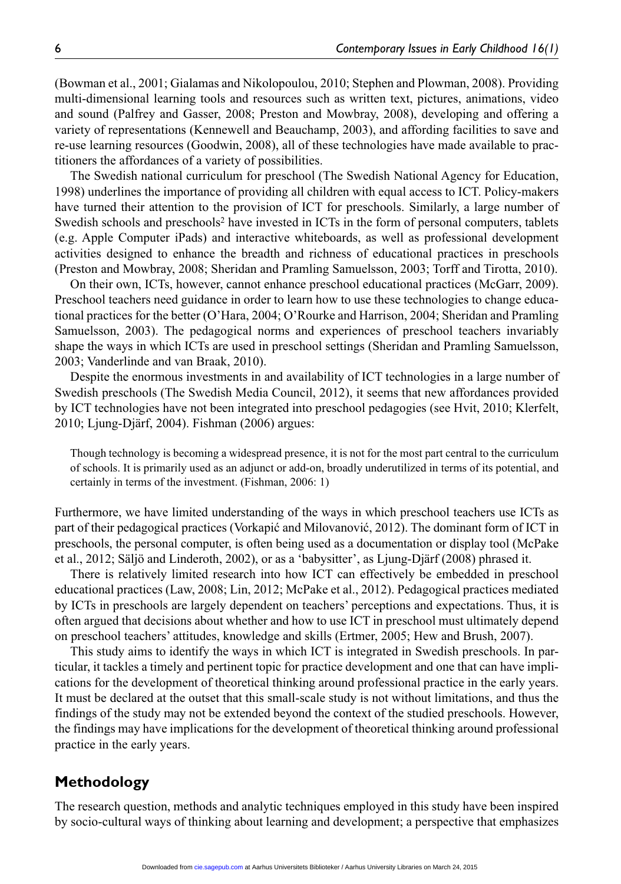(Bowman et al., 2001; Gialamas and Nikolopoulou, 2010; Stephen and Plowman, 2008). Providing multi-dimensional learning tools and resources such as written text, pictures, animations, video and sound (Palfrey and Gasser, 2008; Preston and Mowbray, 2008), developing and offering a variety of representations (Kennewell and Beauchamp, 2003), and affording facilities to save and re-use learning resources (Goodwin, 2008), all of these technologies have made available to practitioners the affordances of a variety of possibilities.

The Swedish national curriculum for preschool (The Swedish National Agency for Education, 1998) underlines the importance of providing all children with equal access to ICT. Policy-makers have turned their attention to the provision of ICT for preschools. Similarly, a large number of Swedish schools and preschools[2] have invested in ICTs in the form of personal computers, tablets (e.g. Apple Computer iPads) and interactive whiteboards, as well as professional development activities designed to enhance the breadth and richness of educational practices in preschools (Preston and Mowbray, 2008; Sheridan and Pramling Samuelsson, 2003; Torff and Tirotta, 2010).

On their own, ICTs, however, cannot enhance preschool educational practices (McGarr, 2009). Preschool teachers need guidance in order to learn how to use these technologies to change educational practices for the better (O'Hara, 2004; O'Rourke and Harrison, 2004; Sheridan and Pramling Samuelsson, 2003). The pedagogical norms and experiences of preschool teachers invariably shape the ways in which ICTs are used in preschool settings (Sheridan and Pramling Samuelsson, 2003; Vanderlinde and van Braak, 2010).

Despite the enormous investments in and availability of ICT technologies in a large number of Swedish preschools (The Swedish Media Council, 2012), it seems that new affordances provided by ICT technologies have not been integrated into preschool pedagogies (see Hvit, 2010; Klerfelt, 2010; Ljung-Djärf, 2004). Fishman (2006) argues:

> Though technology is becoming a widespread presence, it is not for the most part central to the curriculum of schools. It is primarily used as an adjunct or add-on, broadly underutilized in terms of its potential, and certainly in terms of the investment. (Fishman, 2006: 1)

Furthermore, we have limited understanding of the ways in which preschool teachers use ICTs as part of their pedagogical practices (Vorkapić and Milovanović, 2012). The dominant form of ICT in preschools, the personal computer, is often being used as a documentation or display tool (McPake et al., 2012; Säljö and Linderoth, 2002), or as a 'babysitter', as Ljung-Djärf (2008) phrased it.

There is relatively limited research into how ICT can effectively be embedded in preschool educational practices (Law, 2008; Lin, 2012; McPake et al., 2012). Pedagogical practices mediated by ICTs in preschools are largely dependent on teachers' perceptions and expectations. Thus, it is often argued that decisions about whether and how to use ICT in preschool must ultimately depend on preschool teachers' attitudes, knowledge and skills (Ertmer, 2005; Hew and Brush, 2007).

This study aims to identify the ways in which ICT is integrated in Swedish preschools. In particular, it tackles a timely and pertinent topic for practice development and one that can have implications for the development of theoretical thinking around professional practice in the early years. It must be declared at the outset that this small-scale study is not without limitations, and thus the findings of the study may not be extended beyond the context of the studied preschools. However, the findings may have implications for the development of theoretical thinking around professional practice in the early years.

## Methodology

The research question, methods and analytic techniques employed in this study have been inspired by socio-cultural ways of thinking about learning and development; a perspective that emphasizes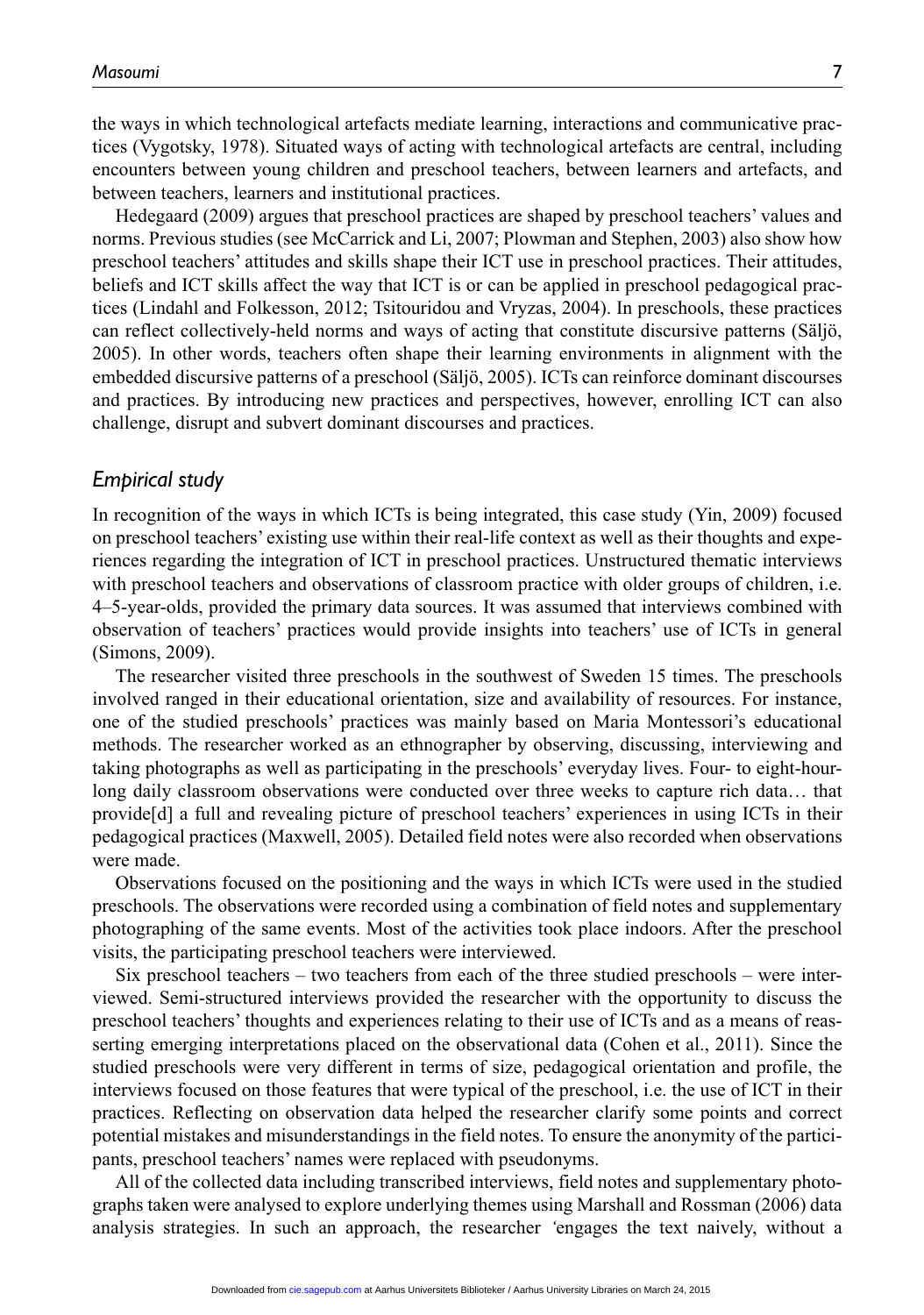the ways in which technological artefacts mediate learning, interactions and communicative practices (Vygotsky, 1978). Situated ways of acting with technological artefacts are central, including encounters between young children and preschool teachers, between learners and artefacts, and between teachers, learners and institutional practices.

Hedegaard (2009) argues that preschool practices are shaped by preschool teachers' values and norms. Previous studies (see McCarrick and Li, 2007; Plowman and Stephen, 2003) also show how preschool teachers' attitudes and skills shape their ICT use in preschool practices. Their attitudes, beliefs and ICT skills affect the way that ICT is or can be applied in preschool pedagogical practices (Lindahl and Folkesson, 2012; Tsitouridou and Vryzas, 2004). In preschools, these practices can reflect collectively-held norms and ways of acting that constitute discursive patterns (Säljö, 2005). In other words, teachers often shape their learning environments in alignment with the embedded discursive patterns of a preschool (Säljö, 2005). ICTs can reinforce dominant discourses and practices. By introducing new practices and perspectives, however, enrolling ICT can also challenge, disrupt and subvert dominant discourses and practices.

## *Empirical study*

In recognition of the ways in which ICTs is being integrated, this case study (Yin, 2009) focused on preschool teachers' existing use within their real-life context as well as their thoughts and experiences regarding the integration of ICT in preschool practices. Unstructured thematic interviews with preschool teachers and observations of classroom practice with older groups of children, i.e. 4–5-year-olds, provided the primary data sources. It was assumed that interviews combined with observation of teachers' practices would provide insights into teachers' use of ICTs in general (Simons, 2009).

The researcher visited three preschools in the southwest of Sweden 15 times. The preschools involved ranged in their educational orientation, size and availability of resources. For instance, one of the studied preschools' practices was mainly based on Maria Montessori's educational methods. The researcher worked as an ethnographer by observing, discussing, interviewing and taking photographs as well as participating in the preschools' everyday lives. Four- to eight-hour-long daily classroom observations were conducted over three weeks to capture rich data… that provide[d] a full and revealing picture of preschool teachers' experiences in using ICTs in their pedagogical practices (Maxwell, 2005). Detailed field notes were also recorded when observations were made.

Observations focused on the positioning and the ways in which ICTs were used in the studied preschools. The observations were recorded using a combination of field notes and supplementary photographing of the same events. Most of the activities took place indoors. After the preschool visits, the participating preschool teachers were interviewed.

Six preschool teachers – two teachers from each of the three studied preschools – were interviewed. Semi-structured interviews provided the researcher with the opportunity to discuss the preschool teachers' thoughts and experiences relating to their use of ICTs and as a means of reasserting emerging interpretations placed on the observational data (Cohen et al., 2011). Since the studied preschools were very different in terms of size, pedagogical orientation and profile, the interviews focused on those features that were typical of the preschool, i.e. the use of ICT in their practices. Reflecting on observation data helped the researcher clarify some points and correct potential mistakes and misunderstandings in the field notes. To ensure the anonymity of the participants, preschool teachers' names were replaced with pseudonyms.

All of the collected data including transcribed interviews, field notes and supplementary photographs taken were analysed to explore underlying themes using Marshall and Rossman (2006) data analysis strategies. In such an approach, the researcher 'engages the text naively, without a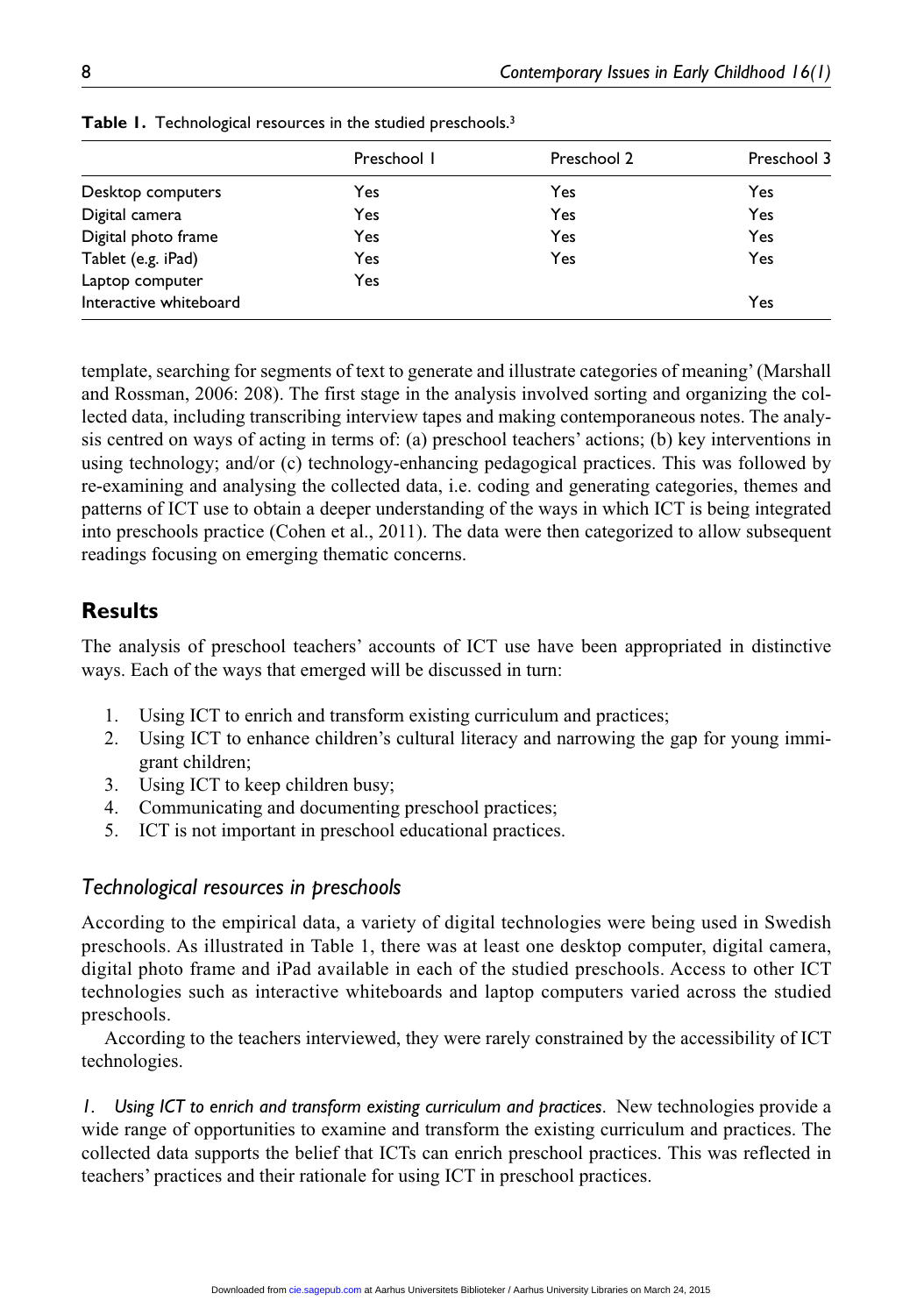**Table 1.** Technological resources in the studied preschools.[3]

| | Preschool 1 | Preschool 2 | Preschool 3 |
|---|---|---|---|
| Desktop computers | Yes | Yes | Yes |
| Digital camera | Yes | Yes | Yes |
| Digital photo frame | Yes | Yes | Yes |
| Tablet (e.g. iPad) | Yes | Yes | Yes |
| Laptop computer | Yes | | |
| Interactive whiteboard | | | Yes |

template, searching for segments of text to generate and illustrate categories of meaning' (Marshall and Rossman, 2006: 208). The first stage in the analysis involved sorting and organizing the collected data, including transcribing interview tapes and making contemporaneous notes. The analysis centred on ways of acting in terms of: (a) preschool teachers' actions; (b) key interventions in using technology; and/or (c) technology-enhancing pedagogical practices. This was followed by re-examining and analysing the collected data, i.e. coding and generating categories, themes and patterns of ICT use to obtain a deeper understanding of the ways in which ICT is being integrated into preschools practice (Cohen et al., 2011). The data were then categorized to allow subsequent readings focusing on emerging thematic concerns.

## Results

The analysis of preschool teachers' accounts of ICT use have been appropriated in distinctive ways. Each of the ways that emerged will be discussed in turn:

1. Using ICT to enrich and transform existing curriculum and practices;
2. Using ICT to enhance children's cultural literacy and narrowing the gap for young immigrant children;
3. Using ICT to keep children busy;
4. Communicating and documenting preschool practices;
5. ICT is not important in preschool educational practices.

### *Technological resources in preschools*

According to the empirical data, a variety of digital technologies were being used in Swedish preschools. As illustrated in Table 1, there was at least one desktop computer, digital camera, digital photo frame and iPad available in each of the studied preschools. Access to other ICT technologies such as interactive whiteboards and laptop computers varied across the studied preschools.

According to the teachers interviewed, they were rarely constrained by the accessibility of ICT technologies.

*1. Using ICT to enrich and transform existing curriculum and practices.* New technologies provide a wide range of opportunities to examine and transform the existing curriculum and practices. The collected data supports the belief that ICTs can enrich preschool practices. This was reflected in teachers' practices and their rationale for using ICT in preschool practices.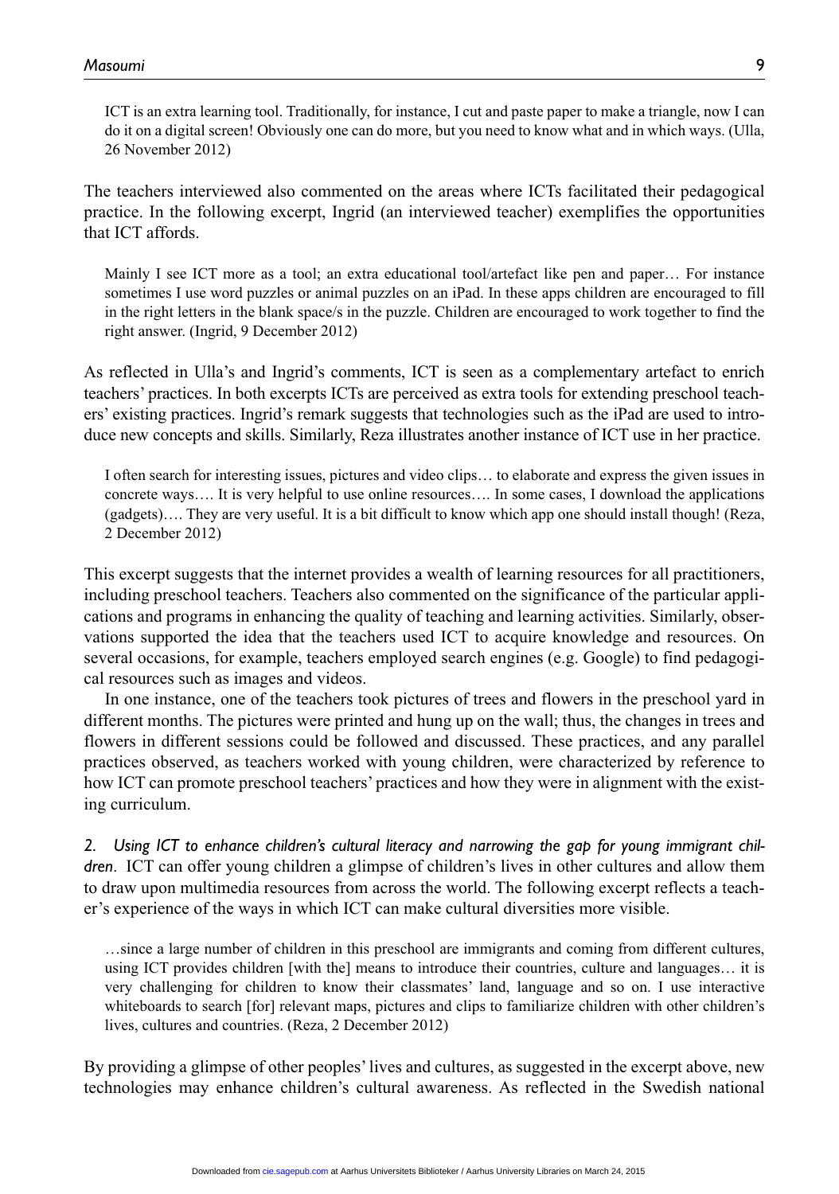> ICT is an extra learning tool. Traditionally, for instance, I cut and paste paper to make a triangle, now I can do it on a digital screen! Obviously one can do more, but you need to know what and in which ways. (Ulla, 26 November 2012)

The teachers interviewed also commented on the areas where ICTs facilitated their pedagogical practice. In the following excerpt, Ingrid (an interviewed teacher) exemplifies the opportunities that ICT affords.

> Mainly I see ICT more as a tool; an extra educational tool/artefact like pen and paper… For instance sometimes I use word puzzles or animal puzzles on an iPad. In these apps children are encouraged to fill in the right letters in the blank space/s in the puzzle. Children are encouraged to work together to find the right answer. (Ingrid, 9 December 2012)

As reflected in Ulla's and Ingrid's comments, ICT is seen as a complementary artefact to enrich teachers' practices. In both excerpts ICTs are perceived as extra tools for extending preschool teachers' existing practices. Ingrid's remark suggests that technologies such as the iPad are used to introduce new concepts and skills. Similarly, Reza illustrates another instance of ICT use in her practice.

> I often search for interesting issues, pictures and video clips… to elaborate and express the given issues in concrete ways…. It is very helpful to use online resources…. In some cases, I download the applications (gadgets)…. They are very useful. It is a bit difficult to know which app one should install though! (Reza, 2 December 2012)

This excerpt suggests that the internet provides a wealth of learning resources for all practitioners, including preschool teachers. Teachers also commented on the significance of the particular applications and programs in enhancing the quality of teaching and learning activities. Similarly, observations supported the idea that the teachers used ICT to acquire knowledge and resources. On several occasions, for example, teachers employed search engines (e.g. Google) to find pedagogical resources such as images and videos.

In one instance, one of the teachers took pictures of trees and flowers in the preschool yard in different months. The pictures were printed and hung up on the wall; thus, the changes in trees and flowers in different sessions could be followed and discussed. These practices, and any parallel practices observed, as teachers worked with young children, were characterized by reference to how ICT can promote preschool teachers' practices and how they were in alignment with the existing curriculum.

*2. Using ICT to enhance children's cultural literacy and narrowing the gap for young immigrant children*. ICT can offer young children a glimpse of children's lives in other cultures and allow them to draw upon multimedia resources from across the world. The following excerpt reflects a teacher's experience of the ways in which ICT can make cultural diversities more visible.

> …since a large number of children in this preschool are immigrants and coming from different cultures, using ICT provides children [with the] means to introduce their countries, culture and languages… it is very challenging for children to know their classmates' land, language and so on. I use interactive whiteboards to search [for] relevant maps, pictures and clips to familiarize children with other children's lives, cultures and countries. (Reza, 2 December 2012)

By providing a glimpse of other peoples' lives and cultures, as suggested in the excerpt above, new technologies may enhance children's cultural awareness. As reflected in the Swedish national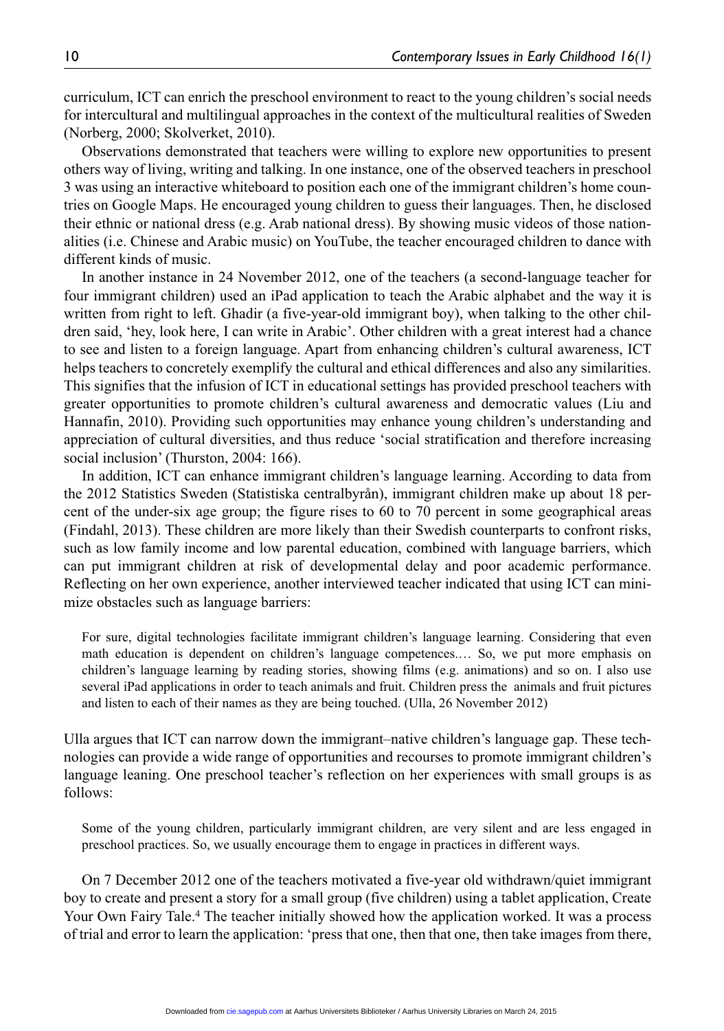curriculum, ICT can enrich the preschool environment to react to the young children's social needs for intercultural and multilingual approaches in the context of the multicultural realities of Sweden (Norberg, 2000; Skolverket, 2010).

Observations demonstrated that teachers were willing to explore new opportunities to present others way of living, writing and talking. In one instance, one of the observed teachers in preschool 3 was using an interactive whiteboard to position each one of the immigrant children's home countries on Google Maps. He encouraged young children to guess their languages. Then, he disclosed their ethnic or national dress (e.g. Arab national dress). By showing music videos of those nationalities (i.e. Chinese and Arabic music) on YouTube, the teacher encouraged children to dance with different kinds of music.

In another instance in 24 November 2012, one of the teachers (a second-language teacher for four immigrant children) used an iPad application to teach the Arabic alphabet and the way it is written from right to left. Ghadir (a five-year-old immigrant boy), when talking to the other children said, 'hey, look here, I can write in Arabic'. Other children with a great interest had a chance to see and listen to a foreign language. Apart from enhancing children's cultural awareness, ICT helps teachers to concretely exemplify the cultural and ethical differences and also any similarities. This signifies that the infusion of ICT in educational settings has provided preschool teachers with greater opportunities to promote children's cultural awareness and democratic values (Liu and Hannafin, 2010). Providing such opportunities may enhance young children's understanding and appreciation of cultural diversities, and thus reduce 'social stratification and therefore increasing social inclusion' (Thurston, 2004: 166).

In addition, ICT can enhance immigrant children's language learning. According to data from the 2012 Statistics Sweden (Statistiska centralbyrån), immigrant children make up about 18 percent of the under-six age group; the figure rises to 60 to 70 percent in some geographical areas (Findahl, 2013). These children are more likely than their Swedish counterparts to confront risks, such as low family income and low parental education, combined with language barriers, which can put immigrant children at risk of developmental delay and poor academic performance. Reflecting on her own experience, another interviewed teacher indicated that using ICT can minimize obstacles such as language barriers:

> For sure, digital technologies facilitate immigrant children's language learning. Considering that even math education is dependent on children's language competences.… So, we put more emphasis on children's language learning by reading stories, showing films (e.g. animations) and so on. I also use several iPad applications in order to teach animals and fruit. Children press the animals and fruit pictures and listen to each of their names as they are being touched. (Ulla, 26 November 2012)

Ulla argues that ICT can narrow down the immigrant–native children's language gap. These technologies can provide a wide range of opportunities and recourses to promote immigrant children's language leaning. One preschool teacher's reflection on her experiences with small groups is as follows:

> Some of the young children, particularly immigrant children, are very silent and are less engaged in preschool practices. So, we usually encourage them to engage in practices in different ways.

On 7 December 2012 one of the teachers motivated a five-year old withdrawn/quiet immigrant boy to create and present a story for a small group (five children) using a tablet application, Create Your Own Fairy Tale.[4] The teacher initially showed how the application worked. It was a process of trial and error to learn the application: 'press that one, then that one, then take images from there,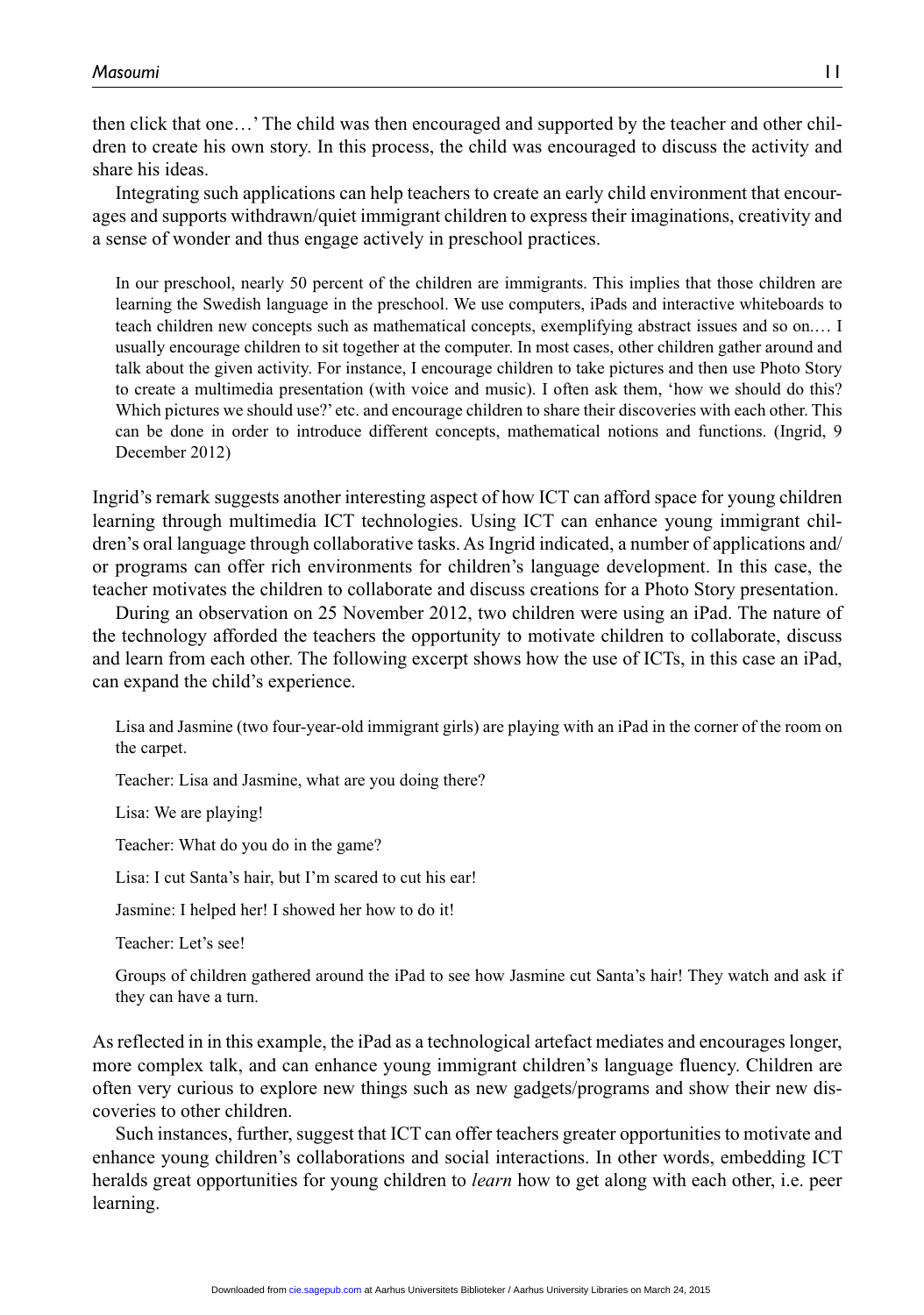then click that one…' The child was then encouraged and supported by the teacher and other children to create his own story. In this process, the child was encouraged to discuss the activity and share his ideas.

Integrating such applications can help teachers to create an early child environment that encourages and supports withdrawn/quiet immigrant children to express their imaginations, creativity and a sense of wonder and thus engage actively in preschool practices.

> In our preschool, nearly 50 percent of the children are immigrants. This implies that those children are learning the Swedish language in the preschool. We use computers, iPads and interactive whiteboards to teach children new concepts such as mathematical concepts, exemplifying abstract issues and so on.… I usually encourage children to sit together at the computer. In most cases, other children gather around and talk about the given activity. For instance, I encourage children to take pictures and then use Photo Story to create a multimedia presentation (with voice and music). I often ask them, 'how we should do this? Which pictures we should use?' etc. and encourage children to share their discoveries with each other. This can be done in order to introduce different concepts, mathematical notions and functions. (Ingrid, 9 December 2012)

Ingrid's remark suggests another interesting aspect of how ICT can afford space for young children learning through multimedia ICT technologies. Using ICT can enhance young immigrant children's oral language through collaborative tasks. As Ingrid indicated, a number of applications and/or programs can offer rich environments for children's language development. In this case, the teacher motivates the children to collaborate and discuss creations for a Photo Story presentation.

During an observation on 25 November 2012, two children were using an iPad. The nature of the technology afforded the teachers the opportunity to motivate children to collaborate, discuss and learn from each other. The following excerpt shows how the use of ICTs, in this case an iPad, can expand the child's experience.

> Lisa and Jasmine (two four-year-old immigrant girls) are playing with an iPad in the corner of the room on the carpet.
>
> Teacher: Lisa and Jasmine, what are you doing there?
>
> Lisa: We are playing!
>
> Teacher: What do you do in the game?
>
> Lisa: I cut Santa's hair, but I'm scared to cut his ear!
>
> Jasmine: I helped her! I showed her how to do it!
>
> Teacher: Let's see!
>
> Groups of children gathered around the iPad to see how Jasmine cut Santa's hair! They watch and ask if they can have a turn.

As reflected in in this example, the iPad as a technological artefact mediates and encourages longer, more complex talk, and can enhance young immigrant children's language fluency. Children are often very curious to explore new things such as new gadgets/programs and show their new discoveries to other children.

Such instances, further, suggest that ICT can offer teachers greater opportunities to motivate and enhance young children's collaborations and social interactions. In other words, embedding ICT heralds great opportunities for young children to *learn* how to get along with each other, i.e. peer learning.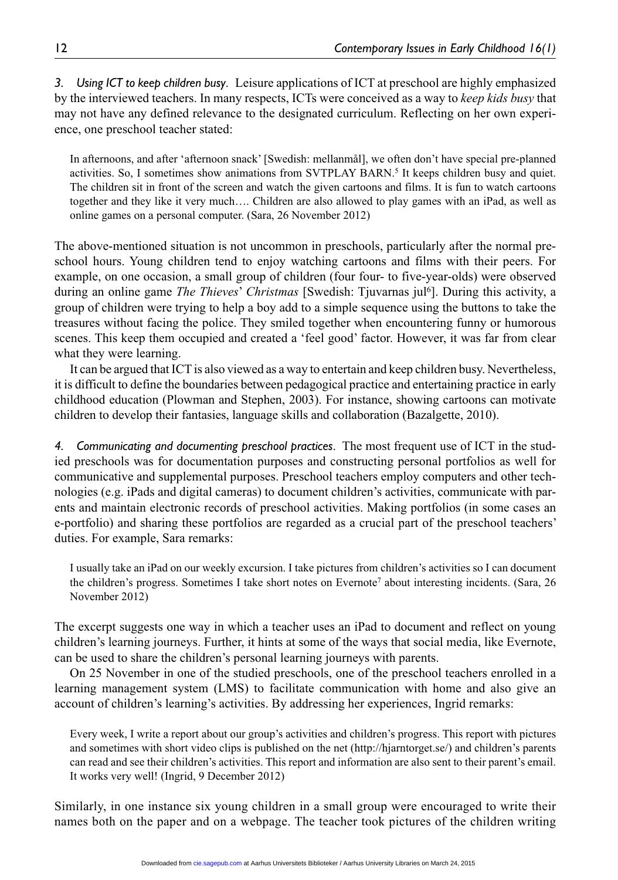*3. Using ICT to keep children busy*. Leisure applications of ICT at preschool are highly emphasized by the interviewed teachers. In many respects, ICTs were conceived as a way to *keep kids busy* that may not have any defined relevance to the designated curriculum. Reflecting on her own experience, one preschool teacher stated:

> In afternoons, and after 'afternoon snack' [Swedish: mellanmål], we often don't have special pre-planned activities. So, I sometimes show animations from SVTPLAY BARN.[5] It keeps children busy and quiet. The children sit in front of the screen and watch the given cartoons and films. It is fun to watch cartoons together and they like it very much…. Children are also allowed to play games with an iPad, as well as online games on a personal computer. (Sara, 26 November 2012)

The above-mentioned situation is not uncommon in preschools, particularly after the normal preschool hours. Young children tend to enjoy watching cartoons and films with their peers. For example, on one occasion, a small group of children (four four- to five-year-olds) were observed during an online game *The Thieves' Christmas* [Swedish: Tjuvarnas jul[6]]. During this activity, a group of children were trying to help a boy add to a simple sequence using the buttons to take the treasures without facing the police. They smiled together when encountering funny or humorous scenes. This keep them occupied and created a 'feel good' factor. However, it was far from clear what they were learning.

It can be argued that ICT is also viewed as a way to entertain and keep children busy. Nevertheless, it is difficult to define the boundaries between pedagogical practice and entertaining practice in early childhood education (Plowman and Stephen, 2003). For instance, showing cartoons can motivate children to develop their fantasies, language skills and collaboration (Bazalgette, 2010).

*4. Communicating and documenting preschool practices*. The most frequent use of ICT in the studied preschools was for documentation purposes and constructing personal portfolios as well for communicative and supplemental purposes. Preschool teachers employ computers and other technologies (e.g. iPads and digital cameras) to document children's activities, communicate with parents and maintain electronic records of preschool activities. Making portfolios (in some cases an e-portfolio) and sharing these portfolios are regarded as a crucial part of the preschool teachers' duties. For example, Sara remarks:

> I usually take an iPad on our weekly excursion. I take pictures from children's activities so I can document the children's progress. Sometimes I take short notes on Evernote[7] about interesting incidents. (Sara, 26 November 2012)

The excerpt suggests one way in which a teacher uses an iPad to document and reflect on young children's learning journeys. Further, it hints at some of the ways that social media, like Evernote, can be used to share the children's personal learning journeys with parents.

On 25 November in one of the studied preschools, one of the preschool teachers enrolled in a learning management system (LMS) to facilitate communication with home and also give an account of children's learning's activities. By addressing her experiences, Ingrid remarks:

> Every week, I write a report about our group's activities and children's progress. This report with pictures and sometimes with short video clips is published on the net (http://hjarntorget.se/) and children's parents can read and see their children's activities. This report and information are also sent to their parent's email. It works very well! (Ingrid, 9 December 2012)

Similarly, in one instance six young children in a small group were encouraged to write their names both on the paper and on a webpage. The teacher took pictures of the children writing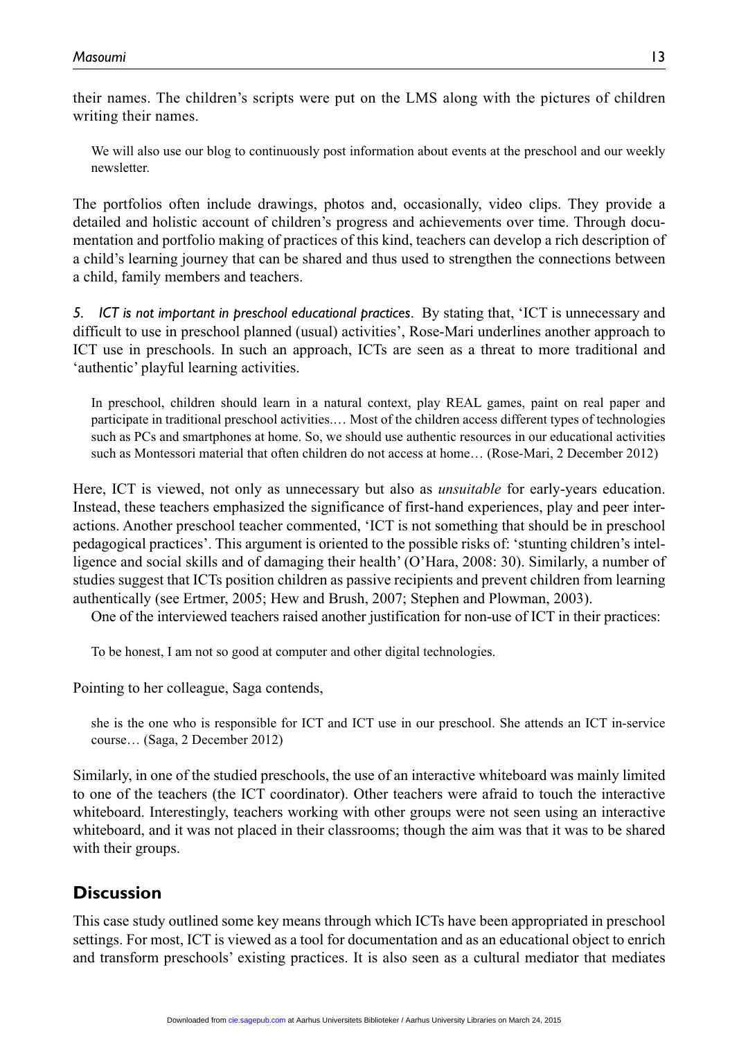their names. The children's scripts were put on the LMS along with the pictures of children writing their names.

> We will also use our blog to continuously post information about events at the preschool and our weekly newsletter.

The portfolios often include drawings, photos and, occasionally, video clips. They provide a detailed and holistic account of children's progress and achievements over time. Through documentation and portfolio making of practices of this kind, teachers can develop a rich description of a child's learning journey that can be shared and thus used to strengthen the connections between a child, family members and teachers.

*5. ICT is not important in preschool educational practices*. By stating that, 'ICT is unnecessary and difficult to use in preschool planned (usual) activities', Rose-Mari underlines another approach to ICT use in preschools. In such an approach, ICTs are seen as a threat to more traditional and 'authentic' playful learning activities.

> In preschool, children should learn in a natural context, play REAL games, paint on real paper and participate in traditional preschool activities.… Most of the children access different types of technologies such as PCs and smartphones at home. So, we should use authentic resources in our educational activities such as Montessori material that often children do not access at home… (Rose-Mari, 2 December 2012)

Here, ICT is viewed, not only as unnecessary but also as *unsuitable* for early-years education. Instead, these teachers emphasized the significance of first-hand experiences, play and peer interactions. Another preschool teacher commented, 'ICT is not something that should be in preschool pedagogical practices'. This argument is oriented to the possible risks of: 'stunting children's intelligence and social skills and of damaging their health' (O'Hara, 2008: 30). Similarly, a number of studies suggest that ICTs position children as passive recipients and prevent children from learning authentically (see Ertmer, 2005; Hew and Brush, 2007; Stephen and Plowman, 2003).

One of the interviewed teachers raised another justification for non-use of ICT in their practices:

> To be honest, I am not so good at computer and other digital technologies.

Pointing to her colleague, Saga contends,

> she is the one who is responsible for ICT and ICT use in our preschool. She attends an ICT in-service course… (Saga, 2 December 2012)

Similarly, in one of the studied preschools, the use of an interactive whiteboard was mainly limited to one of the teachers (the ICT coordinator). Other teachers were afraid to touch the interactive whiteboard. Interestingly, teachers working with other groups were not seen using an interactive whiteboard, and it was not placed in their classrooms; though the aim was that it was to be shared with their groups.

## Discussion

This case study outlined some key means through which ICTs have been appropriated in preschool settings. For most, ICT is viewed as a tool for documentation and as an educational object to enrich and transform preschools' existing practices. It is also seen as a cultural mediator that mediates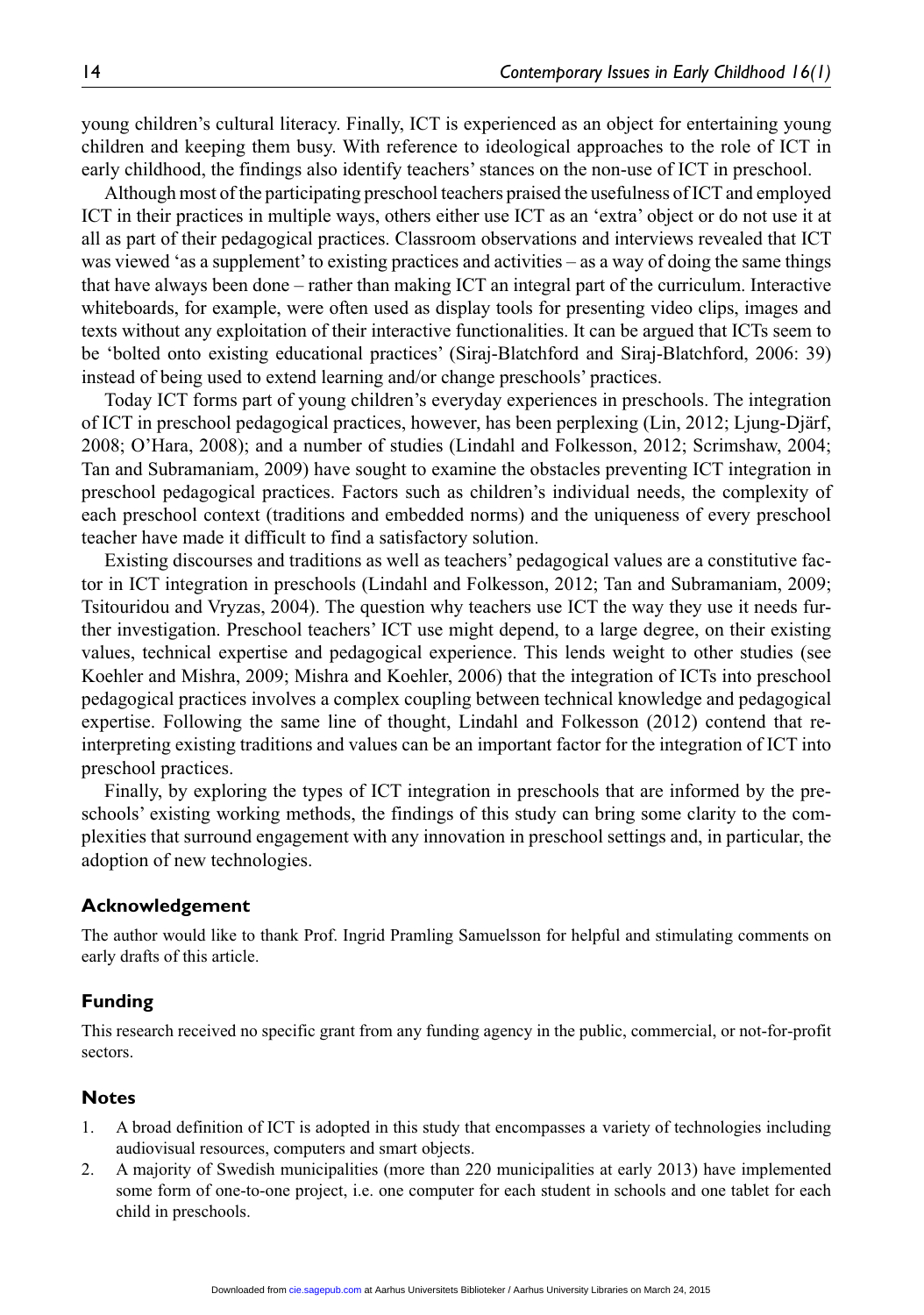young children's cultural literacy. Finally, ICT is experienced as an object for entertaining young children and keeping them busy. With reference to ideological approaches to the role of ICT in early childhood, the findings also identify teachers' stances on the non-use of ICT in preschool.

Although most of the participating preschool teachers praised the usefulness of ICT and employed ICT in their practices in multiple ways, others either use ICT as an 'extra' object or do not use it at all as part of their pedagogical practices. Classroom observations and interviews revealed that ICT was viewed 'as a supplement' to existing practices and activities – as a way of doing the same things that have always been done – rather than making ICT an integral part of the curriculum. Interactive whiteboards, for example, were often used as display tools for presenting video clips, images and texts without any exploitation of their interactive functionalities. It can be argued that ICTs seem to be 'bolted onto existing educational practices' (Siraj-Blatchford and Siraj-Blatchford, 2006: 39) instead of being used to extend learning and/or change preschools' practices.

Today ICT forms part of young children's everyday experiences in preschools. The integration of ICT in preschool pedagogical practices, however, has been perplexing (Lin, 2012; Ljung-Djärf, 2008; O'Hara, 2008); and a number of studies (Lindahl and Folkesson, 2012; Scrimshaw, 2004; Tan and Subramaniam, 2009) have sought to examine the obstacles preventing ICT integration in preschool pedagogical practices. Factors such as children's individual needs, the complexity of each preschool context (traditions and embedded norms) and the uniqueness of every preschool teacher have made it difficult to find a satisfactory solution.

Existing discourses and traditions as well as teachers' pedagogical values are a constitutive factor in ICT integration in preschools (Lindahl and Folkesson, 2012; Tan and Subramaniam, 2009; Tsitouridou and Vryzas, 2004). The question why teachers use ICT the way they use it needs further investigation. Preschool teachers' ICT use might depend, to a large degree, on their existing values, technical expertise and pedagogical experience. This lends weight to other studies (see Koehler and Mishra, 2009; Mishra and Koehler, 2006) that the integration of ICTs into preschool pedagogical practices involves a complex coupling between technical knowledge and pedagogical expertise. Following the same line of thought, Lindahl and Folkesson (2012) contend that re-interpreting existing traditions and values can be an important factor for the integration of ICT into preschool practices.

Finally, by exploring the types of ICT integration in preschools that are informed by the preschools' existing working methods, the findings of this study can bring some clarity to the complexities that surround engagement with any innovation in preschool settings and, in particular, the adoption of new technologies.

## Acknowledgement

The author would like to thank Prof. Ingrid Pramling Samuelsson for helpful and stimulating comments on early drafts of this article.

## Funding

This research received no specific grant from any funding agency in the public, commercial, or not-for-profit sectors.

## Notes

1. A broad definition of ICT is adopted in this study that encompasses a variety of technologies including audiovisual resources, computers and smart objects.
2. A majority of Swedish municipalities (more than 220 municipalities at early 2013) have implemented some form of one-to-one project, i.e. one computer for each student in schools and one tablet for each child in preschools.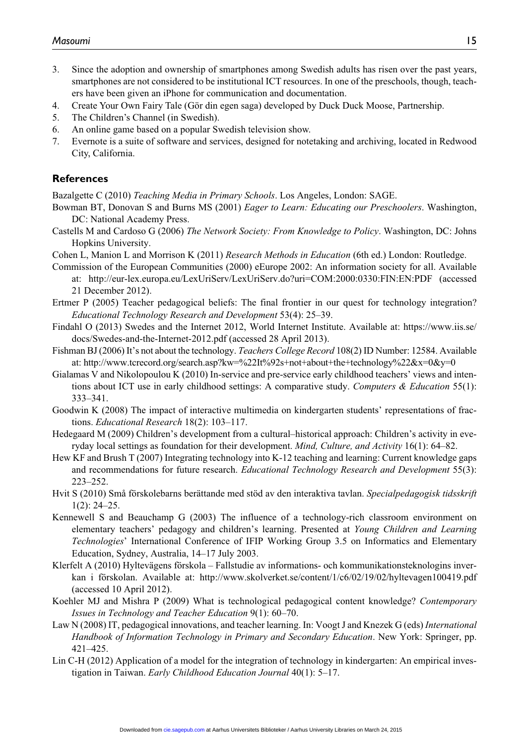3. Since the adoption and ownership of smartphones among Swedish adults has risen over the past years, smartphones are not considered to be institutional ICT resources. In one of the preschools, though, teachers have been given an iPhone for communication and documentation.
4. Create Your Own Fairy Tale (Gör din egen saga) developed by Duck Duck Moose, Partnership.
5. The Children's Channel (in Swedish).
6. An online game based on a popular Swedish television show.
7. Evernote is a suite of software and services, designed for notetaking and archiving, located in Redwood City, California.

## References

Bazalgette C (2010) *Teaching Media in Primary Schools*. Los Angeles, London: SAGE.

Bowman BT, Donovan S and Burns MS (2001) *Eager to Learn: Educating our Preschoolers*. Washington, DC: National Academy Press.

Castells M and Cardoso G (2006) *The Network Society: From Knowledge to Policy*. Washington, DC: Johns Hopkins University.

Cohen L, Manion L and Morrison K (2011) *Research Methods in Education* (6th ed.) London: Routledge.

Commission of the European Communities (2000) eEurope 2002: An information society for all. Available at: http://eur-lex.europa.eu/LexUriServ/LexUriServ.do?uri=COM:2000:0330:FIN:EN:PDF (accessed 21 December 2012).

Ertmer P (2005) Teacher pedagogical beliefs: The final frontier in our quest for technology integration? *Educational Technology Research and Development* 53(4): 25–39.

Findahl O (2013) Swedes and the Internet 2012, World Internet Institute. Available at: https://www.iis.se/docs/Swedes-and-the-Internet-2012.pdf (accessed 28 April 2013).

Fishman BJ (2006) It's not about the technology. *Teachers College Record* 108(2) ID Number: 12584. Available at: http://www.tcrecord.org/search.asp?kw=%22It%92s+not+about+the+technology%22&x=0&y=0

Gialamas V and Nikolopoulou K (2010) In-service and pre-service early childhood teachers' views and intentions about ICT use in early childhood settings: A comparative study. *Computers & Education* 55(1): 333–341.

Goodwin K (2008) The impact of interactive multimedia on kindergarten students' representations of fractions. *Educational Research* 18(2): 103–117.

Hedegaard M (2009) Children's development from a cultural–historical approach: Children's activity in everyday local settings as foundation for their development. *Mind, Culture, and Activity* 16(1): 64–82.

Hew KF and Brush T (2007) Integrating technology into K-12 teaching and learning: Current knowledge gaps and recommendations for future research. *Educational Technology Research and Development* 55(3): 223–252.

Hvit S (2010) Små förskolebarns berättande med stöd av den interaktiva tavlan. *Specialpedagogisk tidsskrift* 1(2): 24–25.

Kennewell S and Beauchamp G (2003) The influence of a technology-rich classroom environment on elementary teachers' pedagogy and children's learning. Presented at *Young Children and Learning Technologies*' International Conference of IFIP Working Group 3.5 on Informatics and Elementary Education, Sydney, Australia, 14–17 July 2003.

Klerfelt A (2010) Hyltevägens förskola – Fallstudie av informations- och kommunikationsteknologins inverkan i förskolan. Available at: http://www.skolverket.se/content/1/c6/02/19/02/hyltevagen100419.pdf (accessed 10 April 2012).

Koehler MJ and Mishra P (2009) What is technological pedagogical content knowledge? *Contemporary Issues in Technology and Teacher Education* 9(1): 60–70.

Law N (2008) IT, pedagogical innovations, and teacher learning. In: Voogt J and Knezek G (eds) *International Handbook of Information Technology in Primary and Secondary Education*. New York: Springer, pp. 421–425.

Lin C-H (2012) Application of a model for the integration of technology in kindergarten: An empirical investigation in Taiwan. *Early Childhood Education Journal* 40(1): 5–17.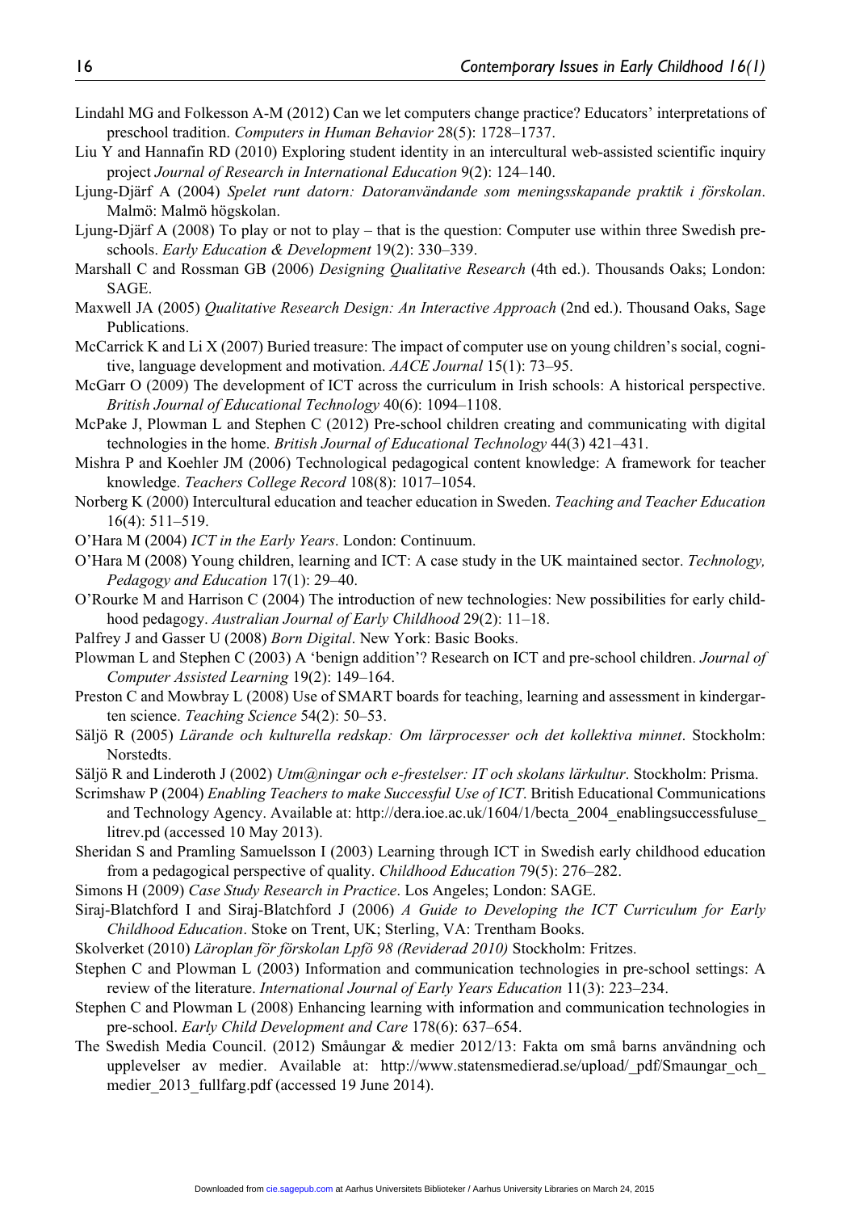Lindahl MG and Folkesson A-M (2012) Can we let computers change practice? Educators' interpretations of preschool tradition. *Computers in Human Behavior* 28(5): 1728–1737.

Liu Y and Hannafin RD (2010) Exploring student identity in an intercultural web-assisted scientific inquiry project *Journal of Research in International Education* 9(2): 124–140.

Ljung-Djärf A (2004) *Spelet runt datorn: Datoranvändande som meningsskapande praktik i förskolan*. Malmö: Malmö högskolan.

Ljung-Djärf A (2008) To play or not to play – that is the question: Computer use within three Swedish preschools. *Early Education & Development* 19(2): 330–339.

Marshall C and Rossman GB (2006) *Designing Qualitative Research* (4th ed.). Thousands Oaks; London: SAGE.

Maxwell JA (2005) *Qualitative Research Design: An Interactive Approach* (2nd ed.). Thousand Oaks, Sage Publications.

McCarrick K and Li X (2007) Buried treasure: The impact of computer use on young children's social, cognitive, language development and motivation. *AACE Journal* 15(1): 73–95.

McGarr O (2009) The development of ICT across the curriculum in Irish schools: A historical perspective. *British Journal of Educational Technology* 40(6): 1094–1108.

McPake J, Plowman L and Stephen C (2012) Pre-school children creating and communicating with digital technologies in the home. *British Journal of Educational Technology* 44(3) 421–431.

Mishra P and Koehler JM (2006) Technological pedagogical content knowledge: A framework for teacher knowledge. *Teachers College Record* 108(8): 1017–1054.

Norberg K (2000) Intercultural education and teacher education in Sweden. *Teaching and Teacher Education* 16(4): 511–519.

O'Hara M (2004) *ICT in the Early Years*. London: Continuum.

O'Hara M (2008) Young children, learning and ICT: A case study in the UK maintained sector. *Technology, Pedagogy and Education* 17(1): 29–40.

O'Rourke M and Harrison C (2004) The introduction of new technologies: New possibilities for early childhood pedagogy. *Australian Journal of Early Childhood* 29(2): 11–18.

Palfrey J and Gasser U (2008) *Born Digital*. New York: Basic Books.

Plowman L and Stephen C (2003) A 'benign addition'? Research on ICT and pre-school children. *Journal of Computer Assisted Learning* 19(2): 149–164.

Preston C and Mowbray L (2008) Use of SMART boards for teaching, learning and assessment in kindergarten science. *Teaching Science* 54(2): 50–53.

Säljö R (2005) *Lärande och kulturella redskap: Om lärprocesser och det kollektiva minnet*. Stockholm: Norstedts.

Säljö R and Linderoth J (2002) *Utm@ningar och e-frestelser: IT och skolans lärkultur*. Stockholm: Prisma.

Scrimshaw P (2004) *Enabling Teachers to make Successful Use of ICT*. British Educational Communications and Technology Agency. Available at: http://dera.ioe.ac.uk/1604/1/becta_2004_enablingsuccessfuluse_litrev.pd (accessed 10 May 2013).

Sheridan S and Pramling Samuelsson I (2003) Learning through ICT in Swedish early childhood education from a pedagogical perspective of quality. *Childhood Education* 79(5): 276–282.

Simons H (2009) *Case Study Research in Practice*. Los Angeles; London: SAGE.

Siraj-Blatchford I and Siraj-Blatchford J (2006) *A Guide to Developing the ICT Curriculum for Early Childhood Education*. Stoke on Trent, UK; Sterling, VA: Trentham Books.

Skolverket (2010) *Läroplan för förskolan Lpfö 98 (Reviderad 2010)* Stockholm: Fritzes.

Stephen C and Plowman L (2003) Information and communication technologies in pre-school settings: A review of the literature. *International Journal of Early Years Education* 11(3): 223–234.

Stephen C and Plowman L (2008) Enhancing learning with information and communication technologies in pre-school. *Early Child Development and Care* 178(6): 637–654.

The Swedish Media Council. (2012) Småungar & medier 2012/13: Fakta om små barns användning och upplevelser av medier. Available at: http://www.statensmedierad.se/upload/_pdf/Smaungar_och_medier_2013_fullfarg.pdf (accessed 19 June 2014).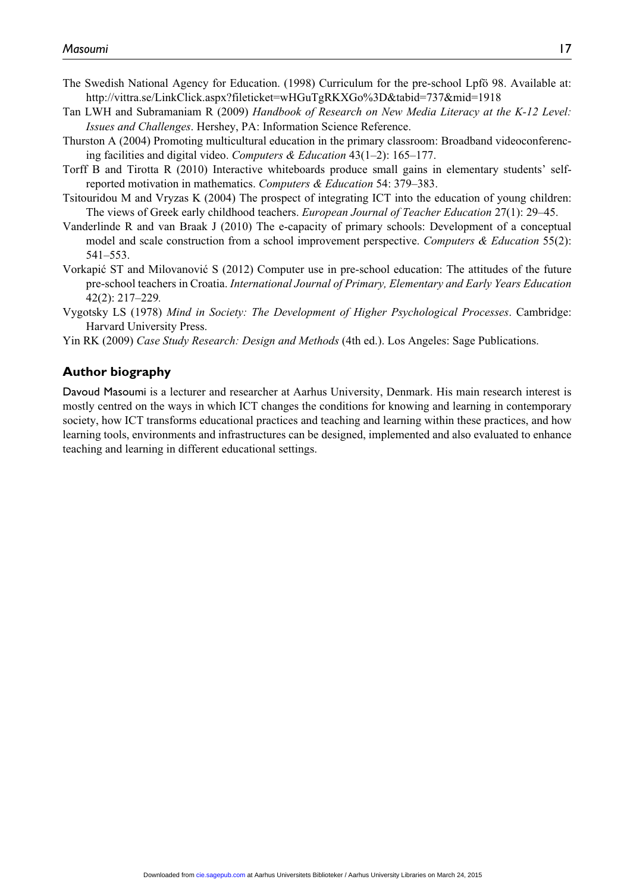The Swedish National Agency for Education. (1998) Curriculum for the pre-school Lpfö 98. Available at: http://vittra.se/LinkClick.aspx?fileticket=wHGuTgRKXGo%3D&tabid=737&mid=1918

Tan LWH and Subramaniam R (2009) *Handbook of Research on New Media Literacy at the K-12 Level: Issues and Challenges*. Hershey, PA: Information Science Reference.

Thurston A (2004) Promoting multicultural education in the primary classroom: Broadband videoconferencing facilities and digital video. *Computers & Education* 43(1–2): 165–177.

Torff B and Tirotta R (2010) Interactive whiteboards produce small gains in elementary students' self-reported motivation in mathematics. *Computers & Education* 54: 379–383.

Tsitouridou M and Vryzas K (2004) The prospect of integrating ICT into the education of young children: The views of Greek early childhood teachers. *European Journal of Teacher Education* 27(1): 29–45.

Vanderlinde R and van Braak J (2010) The e-capacity of primary schools: Development of a conceptual model and scale construction from a school improvement perspective. *Computers & Education* 55(2): 541–553.

Vorkapić ST and Milovanović S (2012) Computer use in pre-school education: The attitudes of the future pre-school teachers in Croatia. *International Journal of Primary, Elementary and Early Years Education* 42(2): 217–229.

Vygotsky LS (1978) *Mind in Society: The Development of Higher Psychological Processes*. Cambridge: Harvard University Press.

Yin RK (2009) *Case Study Research: Design and Methods* (4th ed.). Los Angeles: Sage Publications.

## Author biography

Davoud Masoumi is a lecturer and researcher at Aarhus University, Denmark. His main research interest is mostly centred on the ways in which ICT changes the conditions for knowing and learning in contemporary society, how ICT transforms educational practices and teaching and learning within these practices, and how learning tools, environments and infrastructures can be designed, implemented and also evaluated to enhance teaching and learning in different educational settings.